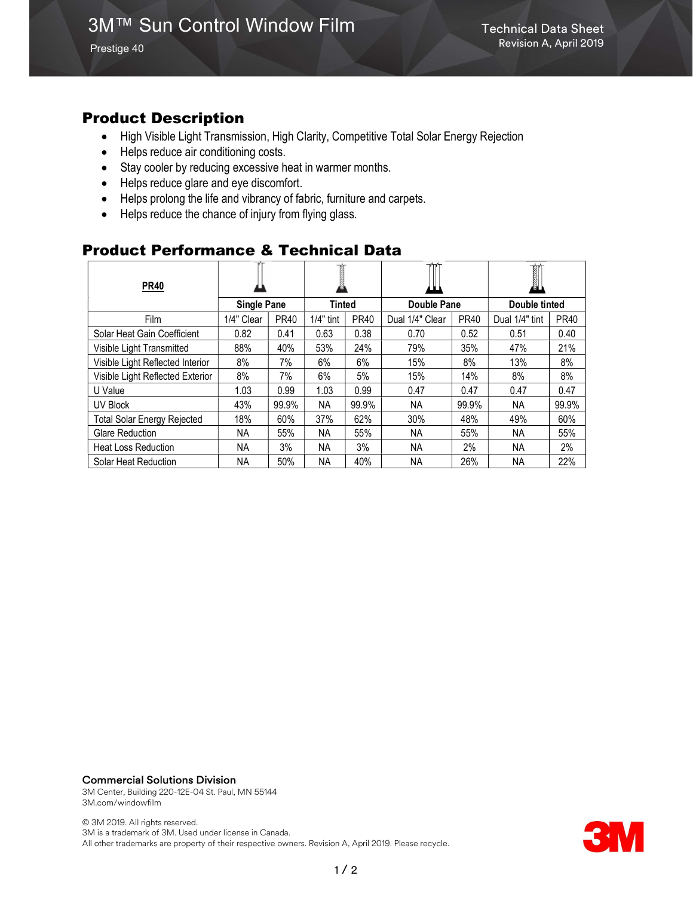# 3M™ Sun Control Window Film

Prestige 40

Technical Data Sheet
Revision A, April 2019

## Product Description

- High Visible Light Transmission, High Clarity, Competitive Total Solar Energy Rejection
- Helps reduce air conditioning costs.
- Stay cooler by reducing excessive heat in warmer months.
- Helps reduce glare and eye discomfort.
- Helps prolong the life and vibrancy of fabric, furniture and carpets.
- Helps reduce the chance of injury from flying glass.

## Product Performance & Technical Data

| **PR40** | **Single Pane** | | **Tinted** | | **Double Pane** | | **Double tinted** | |
|---|---|---|---|---|---|---|---|---|
| Film | 1/4" Clear | PR40 | 1/4" tint | PR40 | Dual 1/4" Clear | PR40 | Dual 1/4" tint | PR40 |
| Solar Heat Gain Coefficient | 0.82 | 0.41 | 0.63 | 0.38 | 0.70 | 0.52 | 0.51 | 0.40 |
| Visible Light Transmitted | 88% | 40% | 53% | 24% | 79% | 35% | 47% | 21% |
| Visible Light Reflected Interior | 8% | 7% | 6% | 6% | 15% | 8% | 13% | 8% |
| Visible Light Reflected Exterior | 8% | 7% | 6% | 5% | 15% | 14% | 8% | 8% |
| U Value | 1.03 | 0.99 | 1.03 | 0.99 | 0.47 | 0.47 | 0.47 | 0.47 |
| UV Block | 43% | 99.9% | NA | 99.9% | NA | 99.9% | NA | 99.9% |
| Total Solar Energy Rejected | 18% | 60% | 37% | 62% | 30% | 48% | 49% | 60% |
| Glare Reduction | NA | 55% | NA | 55% | NA | 55% | NA | 55% |
| Heat Loss Reduction | NA | 3% | NA | 3% | NA | 2% | NA | 2% |
| Solar Heat Reduction | NA | 50% | NA | 40% | NA | 26% | NA | 22% |

**Commercial Solutions Division**
3M Center, Building 220-12E-04 St. Paul, MN 55144
3M.com/windowfilm

© 3M 2019. All rights reserved.
3M is a trademark of 3M. Used under license in Canada.
All other trademarks are property of their respective owners. Revision A, April 2019. Please recycle.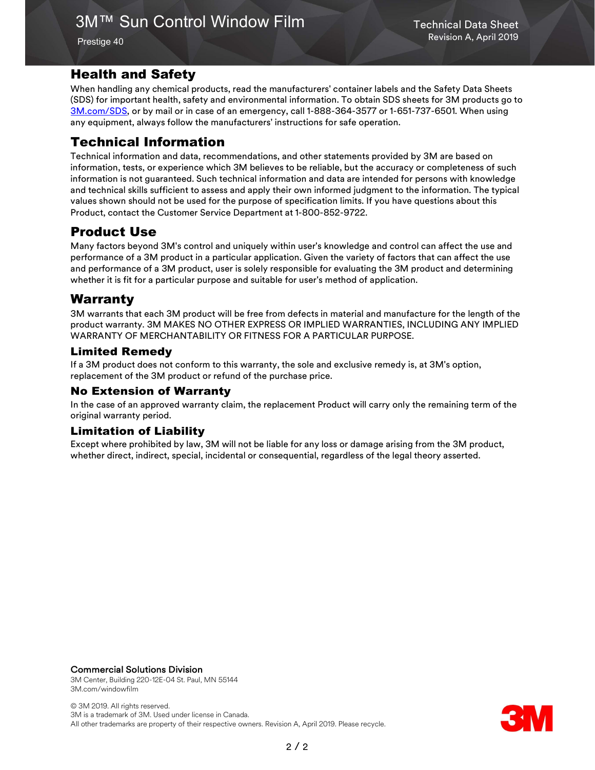## Health and Safety

When handling any chemical products, read the manufacturers' container labels and the Safety Data Sheets (SDS) for important health, safety and environmental information. To obtain SDS sheets for 3M products go to 3M.com/SDS, or by mail or in case of an emergency, call 1-888-364-3577 or 1-651-737-6501. When using any equipment, always follow the manufacturers' instructions for safe operation.

## Technical Information

Technical information and data, recommendations, and other statements provided by 3M are based on information, tests, or experience which 3M believes to be reliable, but the accuracy or completeness of such information is not guaranteed. Such technical information and data are intended for persons with knowledge and technical skills sufficient to assess and apply their own informed judgment to the information. The typical values shown should not be used for the purpose of specification limits. If you have questions about this Product, contact the Customer Service Department at 1-800-852-9722.

## Product Use

Many factors beyond 3M's control and uniquely within user's knowledge and control can affect the use and performance of a 3M product in a particular application. Given the variety of factors that can affect the use and performance of a 3M product, user is solely responsible for evaluating the 3M product and determining whether it is fit for a particular purpose and suitable for user's method of application.

## Warranty

3M warrants that each 3M product will be free from defects in material and manufacture for the length of the product warranty. 3M MAKES NO OTHER EXPRESS OR IMPLIED WARRANTIES, INCLUDING ANY IMPLIED WARRANTY OF MERCHANTABILITY OR FITNESS FOR A PARTICULAR PURPOSE.

### Limited Remedy

If a 3M product does not conform to this warranty, the sole and exclusive remedy is, at 3M's option, replacement of the 3M product or refund of the purchase price.

### No Extension of Warranty

In the case of an approved warranty claim, the replacement Product will carry only the remaining term of the original warranty period.

### Limitation of Liability

Except where prohibited by law, 3M will not be liable for any loss or damage arising from the 3M product, whether direct, indirect, special, incidental or consequential, regardless of the legal theory asserted.

**Commercial Solutions Division**
3M Center, Building 220-12E-04 St. Paul, MN 55144
3M.com/windowfilm

© 3M 2019. All rights reserved.
3M is a trademark of 3M. Used under license in Canada.
All other trademarks are property of their respective owners. Revision A, April 2019. Please recycle.